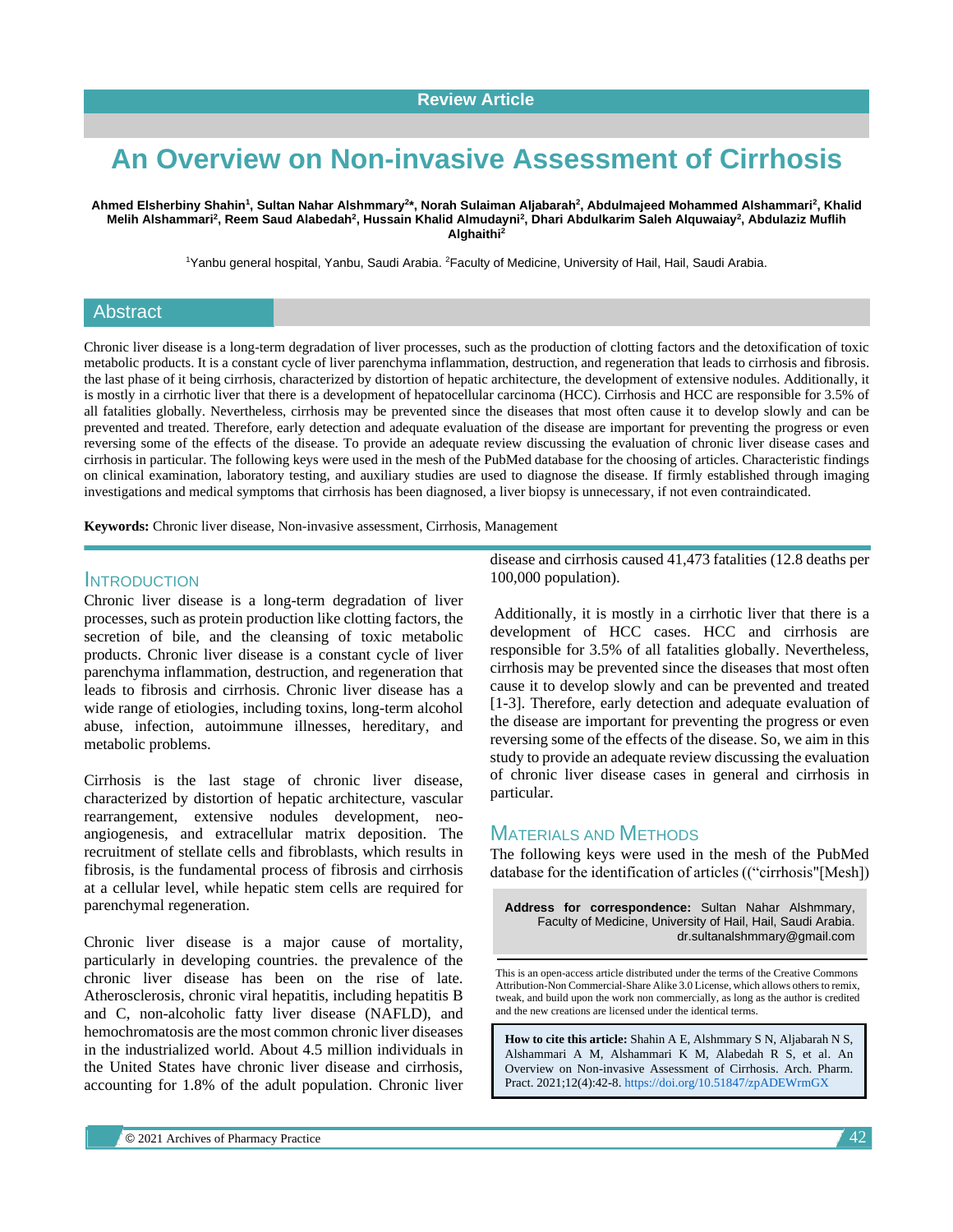Review Article

# An Overview on Non-invasive Assessment of Cirrhosis

**Ahmed Elsherbiny Shahin[1], Sultan Nahar Alshmmary[2]*, Norah Sulaiman Aljabarah[2], Abdulmajeed Mohammed Alshammari[2], Khalid Melih Alshammari[2], Reem Saud Alabedah[2], Hussain Khalid Almudayni[2], Dhari Abdulkarim Saleh Alquwaiay[2], Abdulaziz Muflih Alghaithi[2]**

[1]Yanbu general hospital, Yanbu, Saudi Arabia. [2]Faculty of Medicine, University of Hail, Hail, Saudi Arabia.

## Abstract

Chronic liver disease is a long-term degradation of liver processes, such as the production of clotting factors and the detoxification of toxic metabolic products. It is a constant cycle of liver parenchyma inflammation, destruction, and regeneration that leads to cirrhosis and fibrosis. the last phase of it being cirrhosis, characterized by distortion of hepatic architecture, the development of extensive nodules. Additionally, it is mostly in a cirrhotic liver that there is a development of hepatocellular carcinoma (HCC). Cirrhosis and HCC are responsible for 3.5% of all fatalities globally. Nevertheless, cirrhosis may be prevented since the diseases that most often cause it to develop slowly and can be prevented and treated. Therefore, early detection and adequate evaluation of the disease are important for preventing the progress or even reversing some of the effects of the disease. To provide an adequate review discussing the evaluation of chronic liver disease cases and cirrhosis in particular. The following keys were used in the mesh of the PubMed database for the choosing of articles. Characteristic findings on clinical examination, laboratory testing, and auxiliary studies are used to diagnose the disease. If firmly established through imaging investigations and medical symptoms that cirrhosis has been diagnosed, a liver biopsy is unnecessary, if not even contraindicated.

**Keywords:** Chronic liver disease, Non-invasive assessment, Cirrhosis, Management

## Introduction

Chronic liver disease is a long-term degradation of liver processes, such as protein production like clotting factors, the secretion of bile, and the cleansing of toxic metabolic products. Chronic liver disease is a constant cycle of liver parenchyma inflammation, destruction, and regeneration that leads to fibrosis and cirrhosis. Chronic liver disease has a wide range of etiologies, including toxins, long-term alcohol abuse, infection, autoimmune illnesses, hereditary, and metabolic problems.

Cirrhosis is the last stage of chronic liver disease, characterized by distortion of hepatic architecture, vascular rearrangement, extensive nodules development, neo-angiogenesis, and extracellular matrix deposition. The recruitment of stellate cells and fibroblasts, which results in fibrosis, is the fundamental process of fibrosis and cirrhosis at a cellular level, while hepatic stem cells are required for parenchymal regeneration.

Chronic liver disease is a major cause of mortality, particularly in developing countries. the prevalence of the chronic liver disease has been on the rise of late. Atherosclerosis, chronic viral hepatitis, including hepatitis B and C, non-alcoholic fatty liver disease (NAFLD), and hemochromatosis are the most common chronic liver diseases in the industrialized world. About 4.5 million individuals in the United States have chronic liver disease and cirrhosis, accounting for 1.8% of the adult population. Chronic liver disease and cirrhosis caused 41,473 fatalities (12.8 deaths per 100,000 population).

Additionally, it is mostly in a cirrhotic liver that there is a development of HCC cases. HCC and cirrhosis are responsible for 3.5% of all fatalities globally. Nevertheless, cirrhosis may be prevented since the diseases that most often cause it to develop slowly and can be prevented and treated [1-3]. Therefore, early detection and adequate evaluation of the disease are important for preventing the progress or even reversing some of the effects of the disease. So, we aim in this study to provide an adequate review discussing the evaluation of chronic liver disease cases in general and cirrhosis in particular.

## Materials and Methods

The following keys were used in the mesh of the PubMed database for the identification of articles ((“cirrhosis"[Mesh])

**Address for correspondence:** Sultan Nahar Alshmmary, Faculty of Medicine, University of Hail, Hail, Saudi Arabia. dr.sultanalshmmary@gmail.com

This is an open-access article distributed under the terms of the Creative Commons Attribution-Non Commercial-Share Alike 3.0 License, which allows others to remix, tweak, and build upon the work non commercially, as long as the author is credited and the new creations are licensed under the identical terms.

**How to cite this article:** Shahin A E, Alshmmary S N, Aljabarah N S, Alshammari A M, Alshammari K M, Alabedah R S, et al. An Overview on Non-invasive Assessment of Cirrhosis. Arch. Pharm. Pract. 2021;12(4):42-8. https://doi.org/10.51847/zpADEWrmGX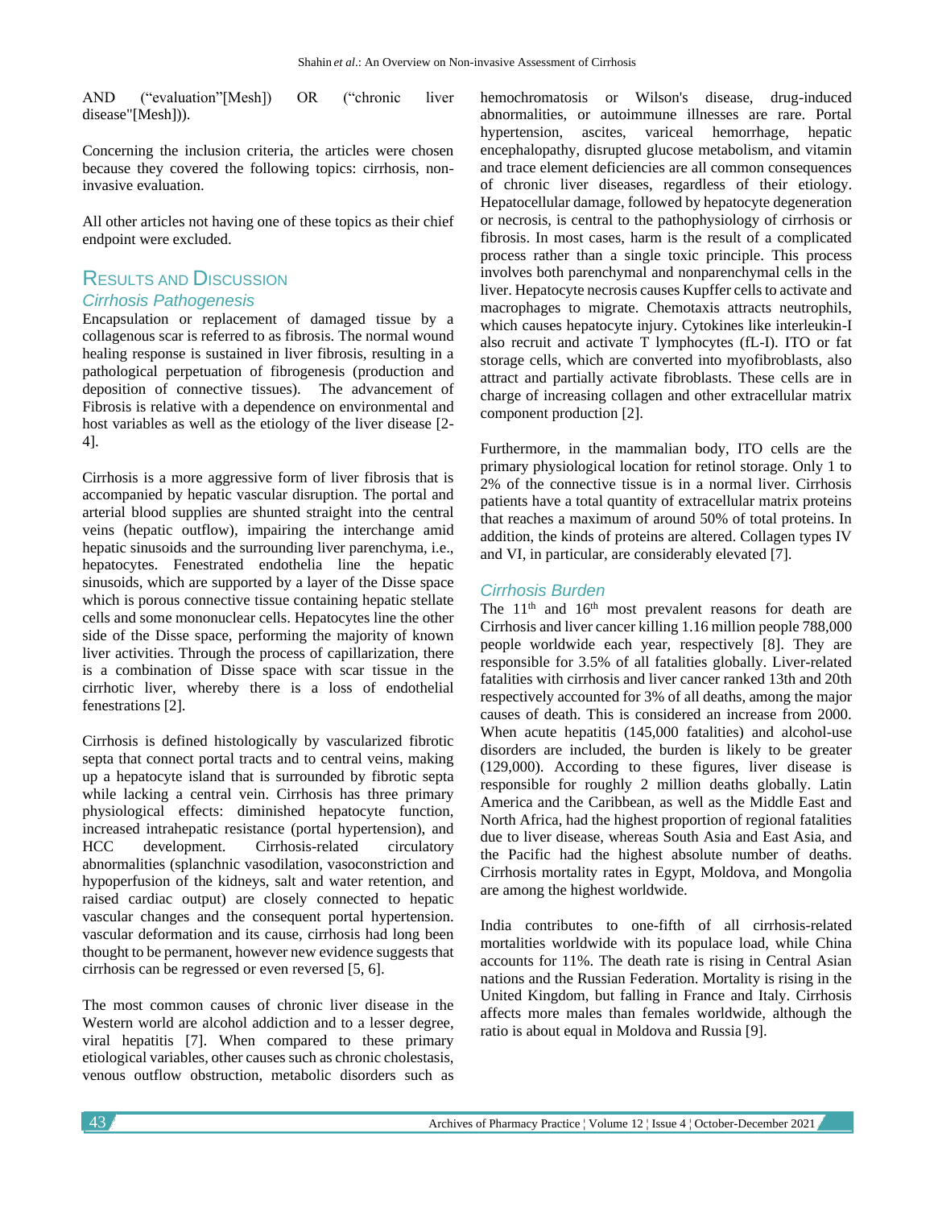AND ("evaluation"[Mesh]) OR ("chronic liver disease"[Mesh])).

Concerning the inclusion criteria, the articles were chosen because they covered the following topics: cirrhosis, non-invasive evaluation.

All other articles not having one of these topics as their chief endpoint were excluded.

## Results and Discussion

### Cirrhosis Pathogenesis

Encapsulation or replacement of damaged tissue by a collagenous scar is referred to as fibrosis. The normal wound healing response is sustained in liver fibrosis, resulting in a pathological perpetuation of fibrogenesis (production and deposition of connective tissues). The advancement of Fibrosis is relative with a dependence on environmental and host variables as well as the etiology of the liver disease [2-4].

Cirrhosis is a more aggressive form of liver fibrosis that is accompanied by hepatic vascular disruption. The portal and arterial blood supplies are shunted straight into the central veins (hepatic outflow), impairing the interchange amid hepatic sinusoids and the surrounding liver parenchyma, i.e., hepatocytes. Fenestrated endothelia line the hepatic sinusoids, which are supported by a layer of the Disse space which is porous connective tissue containing hepatic stellate cells and some mononuclear cells. Hepatocytes line the other side of the Disse space, performing the majority of known liver activities. Through the process of capillarization, there is a combination of Disse space with scar tissue in the cirrhotic liver, whereby there is a loss of endothelial fenestrations [2].

Cirrhosis is defined histologically by vascularized fibrotic septa that connect portal tracts and to central veins, making up a hepatocyte island that is surrounded by fibrotic septa while lacking a central vein. Cirrhosis has three primary physiological effects: diminished hepatocyte function, increased intrahepatic resistance (portal hypertension), and HCC development. Cirrhosis-related circulatory abnormalities (splanchnic vasodilation, vasoconstriction and hypoperfusion of the kidneys, salt and water retention, and raised cardiac output) are closely connected to hepatic vascular changes and the consequent portal hypertension. vascular deformation and its cause, cirrhosis had long been thought to be permanent, however new evidence suggests that cirrhosis can be regressed or even reversed [5, 6].

The most common causes of chronic liver disease in the Western world are alcohol addiction and to a lesser degree, viral hepatitis [7]. When compared to these primary etiological variables, other causes such as chronic cholestasis, venous outflow obstruction, metabolic disorders such as hemochromatosis or Wilson's disease, drug-induced abnormalities, or autoimmune illnesses are rare. Portal hypertension, ascites, variceal hemorrhage, hepatic encephalopathy, disrupted glucose metabolism, and vitamin and trace element deficiencies are all common consequences of chronic liver diseases, regardless of their etiology. Hepatocellular damage, followed by hepatocyte degeneration or necrosis, is central to the pathophysiology of cirrhosis or fibrosis. In most cases, harm is the result of a complicated process rather than a single toxic principle. This process involves both parenchymal and nonparenchymal cells in the liver. Hepatocyte necrosis causes Kupffer cells to activate and macrophages to migrate. Chemotaxis attracts neutrophils, which causes hepatocyte injury. Cytokines like interleukin-I also recruit and activate T lymphocytes (fL-I). ITO or fat storage cells, which are converted into myofibroblasts, also attract and partially activate fibroblasts. These cells are in charge of increasing collagen and other extracellular matrix component production [2].

Furthermore, in the mammalian body, ITO cells are the primary physiological location for retinol storage. Only 1 to 2% of the connective tissue is in a normal liver. Cirrhosis patients have a total quantity of extracellular matrix proteins that reaches a maximum of around 50% of total proteins. In addition, the kinds of proteins are altered. Collagen types IV and VI, in particular, are considerably elevated [7].

### Cirrhosis Burden

The 11th and 16th most prevalent reasons for death are Cirrhosis and liver cancer killing 1.16 million people 788,000 people worldwide each year, respectively [8]. They are responsible for 3.5% of all fatalities globally. Liver-related fatalities with cirrhosis and liver cancer ranked 13th and 20th respectively accounted for 3% of all deaths, among the major causes of death. This is considered an increase from 2000. When acute hepatitis (145,000 fatalities) and alcohol-use disorders are included, the burden is likely to be greater (129,000). According to these figures, liver disease is responsible for roughly 2 million deaths globally. Latin America and the Caribbean, as well as the Middle East and North Africa, had the highest proportion of regional fatalities due to liver disease, whereas South Asia and East Asia, and the Pacific had the highest absolute number of deaths. Cirrhosis mortality rates in Egypt, Moldova, and Mongolia are among the highest worldwide.

India contributes to one-fifth of all cirrhosis-related mortalities worldwide with its populace load, while China accounts for 11%. The death rate is rising in Central Asian nations and the Russian Federation. Mortality is rising in the United Kingdom, but falling in France and Italy. Cirrhosis affects more males than females worldwide, although the ratio is about equal in Moldova and Russia [9].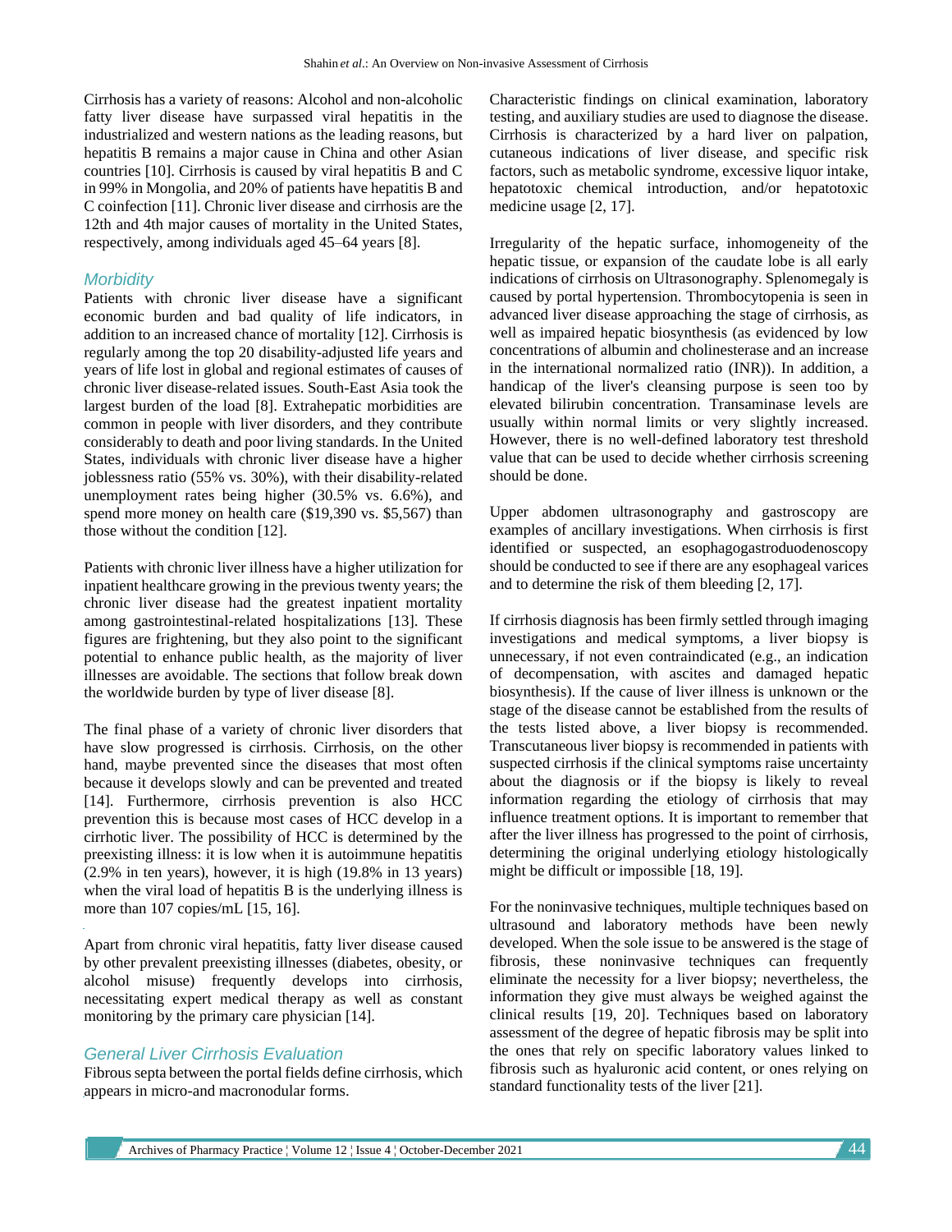Cirrhosis has a variety of reasons: Alcohol and non-alcoholic fatty liver disease have surpassed viral hepatitis in the industrialized and western nations as the leading reasons, but hepatitis B remains a major cause in China and other Asian countries [10]. Cirrhosis is caused by viral hepatitis B and C in 99% in Mongolia, and 20% of patients have hepatitis B and C coinfection [11]. Chronic liver disease and cirrhosis are the 12th and 4th major causes of mortality in the United States, respectively, among individuals aged 45–64 years [8].

### Morbidity

Patients with chronic liver disease have a significant economic burden and bad quality of life indicators, in addition to an increased chance of mortality [12]. Cirrhosis is regularly among the top 20 disability-adjusted life years and years of life lost in global and regional estimates of causes of chronic liver disease-related issues. South-East Asia took the largest burden of the load [8]. Extrahepatic morbidities are common in people with liver disorders, and they contribute considerably to death and poor living standards. In the United States, individuals with chronic liver disease have a higher joblessness ratio (55% vs. 30%), with their disability-related unemployment rates being higher (30.5% vs. 6.6%), and spend more money on health care ($19,390 vs. $5,567) than those without the condition [12].

Patients with chronic liver illness have a higher utilization for inpatient healthcare growing in the previous twenty years; the chronic liver disease had the greatest inpatient mortality among gastrointestinal-related hospitalizations [13]. These figures are frightening, but they also point to the significant potential to enhance public health, as the majority of liver illnesses are avoidable. The sections that follow break down the worldwide burden by type of liver disease [8].

The final phase of a variety of chronic liver disorders that have slow progressed is cirrhosis. Cirrhosis, on the other hand, maybe prevented since the diseases that most often because it develops slowly and can be prevented and treated [14]. Furthermore, cirrhosis prevention is also HCC prevention this is because most cases of HCC develop in a cirrhotic liver. The possibility of HCC is determined by the preexisting illness: it is low when it is autoimmune hepatitis (2.9% in ten years), however, it is high (19.8% in 13 years) when the viral load of hepatitis B is the underlying illness is more than 107 copies/mL [15, 16].

Apart from chronic viral hepatitis, fatty liver disease caused by other prevalent preexisting illnesses (diabetes, obesity, or alcohol misuse) frequently develops into cirrhosis, necessitating expert medical therapy as well as constant monitoring by the primary care physician [14].

### General Liver Cirrhosis Evaluation

Fibrous septa between the portal fields define cirrhosis, which appears in micro-and macronodular forms.

Characteristic findings on clinical examination, laboratory testing, and auxiliary studies are used to diagnose the disease. Cirrhosis is characterized by a hard liver on palpation, cutaneous indications of liver disease, and specific risk factors, such as metabolic syndrome, excessive liquor intake, hepatotoxic chemical introduction, and/or hepatotoxic medicine usage [2, 17].

Irregularity of the hepatic surface, inhomogeneity of the hepatic tissue, or expansion of the caudate lobe is all early indications of cirrhosis on Ultrasonography. Splenomegaly is caused by portal hypertension. Thrombocytopenia is seen in advanced liver disease approaching the stage of cirrhosis, as well as impaired hepatic biosynthesis (as evidenced by low concentrations of albumin and cholinesterase and an increase in the international normalized ratio (INR)). In addition, a handicap of the liver's cleansing purpose is seen too by elevated bilirubin concentration. Transaminase levels are usually within normal limits or very slightly increased. However, there is no well-defined laboratory test threshold value that can be used to decide whether cirrhosis screening should be done.

Upper abdomen ultrasonography and gastroscopy are examples of ancillary investigations. When cirrhosis is first identified or suspected, an esophagogastroduodenoscopy should be conducted to see if there are any esophageal varices and to determine the risk of them bleeding [2, 17].

If cirrhosis diagnosis has been firmly settled through imaging investigations and medical symptoms, a liver biopsy is unnecessary, if not even contraindicated (e.g., an indication of decompensation, with ascites and damaged hepatic biosynthesis). If the cause of liver illness is unknown or the stage of the disease cannot be established from the results of the tests listed above, a liver biopsy is recommended. Transcutaneous liver biopsy is recommended in patients with suspected cirrhosis if the clinical symptoms raise uncertainty about the diagnosis or if the biopsy is likely to reveal information regarding the etiology of cirrhosis that may influence treatment options. It is important to remember that after the liver illness has progressed to the point of cirrhosis, determining the original underlying etiology histologically might be difficult or impossible [18, 19].

For the noninvasive techniques, multiple techniques based on ultrasound and laboratory methods have been newly developed. When the sole issue to be answered is the stage of fibrosis, these noninvasive techniques can frequently eliminate the necessity for a liver biopsy; nevertheless, the information they give must always be weighed against the clinical results [19, 20]. Techniques based on laboratory assessment of the degree of hepatic fibrosis may be split into the ones that rely on specific laboratory values linked to fibrosis such as hyaluronic acid content, or ones relying on standard functionality tests of the liver [21].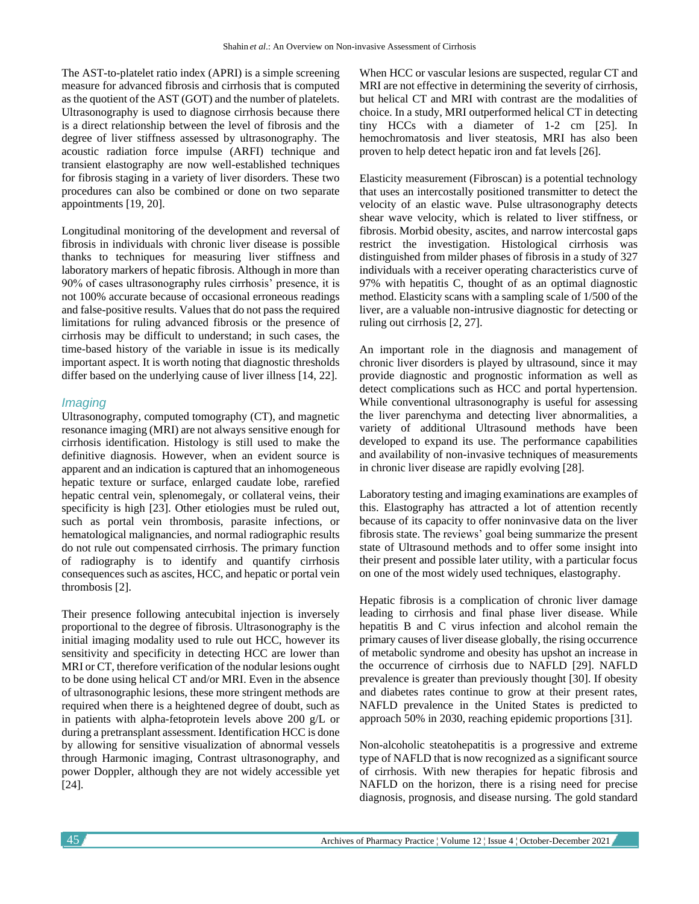The AST-to-platelet ratio index (APRI) is a simple screening measure for advanced fibrosis and cirrhosis that is computed as the quotient of the AST (GOT) and the number of platelets. Ultrasonography is used to diagnose cirrhosis because there is a direct relationship between the level of fibrosis and the degree of liver stiffness assessed by ultrasonography. The acoustic radiation force impulse (ARFI) technique and transient elastography are now well-established techniques for fibrosis staging in a variety of liver disorders. These two procedures can also be combined or done on two separate appointments [19, 20].

Longitudinal monitoring of the development and reversal of fibrosis in individuals with chronic liver disease is possible thanks to techniques for measuring liver stiffness and laboratory markers of hepatic fibrosis. Although in more than 90% of cases ultrasonography rules cirrhosis' presence, it is not 100% accurate because of occasional erroneous readings and false-positive results. Values that do not pass the required limitations for ruling advanced fibrosis or the presence of cirrhosis may be difficult to understand; in such cases, the time-based history of the variable in issue is its medically important aspect. It is worth noting that diagnostic thresholds differ based on the underlying cause of liver illness [14, 22].

### *Imaging*

Ultrasonography, computed tomography (CT), and magnetic resonance imaging (MRI) are not always sensitive enough for cirrhosis identification. Histology is still used to make the definitive diagnosis. However, when an evident source is apparent and an indication is captured that an inhomogeneous hepatic texture or surface, enlarged caudate lobe, rarefied hepatic central vein, splenomegaly, or collateral veins, their specificity is high [23]. Other etiologies must be ruled out, such as portal vein thrombosis, parasite infections, or hematological malignancies, and normal radiographic results do not rule out compensated cirrhosis. The primary function of radiography is to identify and quantify cirrhosis consequences such as ascites, HCC, and hepatic or portal vein thrombosis [2].

Their presence following antecubital injection is inversely proportional to the degree of fibrosis. Ultrasonography is the initial imaging modality used to rule out HCC, however its sensitivity and specificity in detecting HCC are lower than MRI or CT, therefore verification of the nodular lesions ought to be done using helical CT and/or MRI. Even in the absence of ultrasonographic lesions, these more stringent methods are required when there is a heightened degree of doubt, such as in patients with alpha-fetoprotein levels above 200 g/L or during a pretransplant assessment. Identification HCC is done by allowing for sensitive visualization of abnormal vessels through Harmonic imaging, Contrast ultrasonography, and power Doppler, although they are not widely accessible yet [24].

When HCC or vascular lesions are suspected, regular CT and MRI are not effective in determining the severity of cirrhosis, but helical CT and MRI with contrast are the modalities of choice. In a study, MRI outperformed helical CT in detecting tiny HCCs with a diameter of 1-2 cm [25]. In hemochromatosis and liver steatosis, MRI has also been proven to help detect hepatic iron and fat levels [26].

Elasticity measurement (Fibroscan) is a potential technology that uses an intercostally positioned transmitter to detect the velocity of an elastic wave. Pulse ultrasonography detects shear wave velocity, which is related to liver stiffness, or fibrosis. Morbid obesity, ascites, and narrow intercostal gaps restrict the investigation. Histological cirrhosis was distinguished from milder phases of fibrosis in a study of 327 individuals with a receiver operating characteristics curve of 97% with hepatitis C, thought of as an optimal diagnostic method. Elasticity scans with a sampling scale of 1/500 of the liver, are a valuable non-intrusive diagnostic for detecting or ruling out cirrhosis [2, 27].

An important role in the diagnosis and management of chronic liver disorders is played by ultrasound, since it may provide diagnostic and prognostic information as well as detect complications such as HCC and portal hypertension. While conventional ultrasonography is useful for assessing the liver parenchyma and detecting liver abnormalities, a variety of additional Ultrasound methods have been developed to expand its use. The performance capabilities and availability of non-invasive techniques of measurements in chronic liver disease are rapidly evolving [28].

Laboratory testing and imaging examinations are examples of this. Elastography has attracted a lot of attention recently because of its capacity to offer noninvasive data on the liver fibrosis state. The reviews' goal being summarize the present state of Ultrasound methods and to offer some insight into their present and possible later utility, with a particular focus on one of the most widely used techniques, elastography.

Hepatic fibrosis is a complication of chronic liver damage leading to cirrhosis and final phase liver disease. While hepatitis B and C virus infection and alcohol remain the primary causes of liver disease globally, the rising occurrence of metabolic syndrome and obesity has upshot an increase in the occurrence of cirrhosis due to NAFLD [29]. NAFLD prevalence is greater than previously thought [30]. If obesity and diabetes rates continue to grow at their present rates, NAFLD prevalence in the United States is predicted to approach 50% in 2030, reaching epidemic proportions [31].

Non-alcoholic steatohepatitis is a progressive and extreme type of NAFLD that is now recognized as a significant source of cirrhosis. With new therapies for hepatic fibrosis and NAFLD on the horizon, there is a rising need for precise diagnosis, prognosis, and disease nursing. The gold standard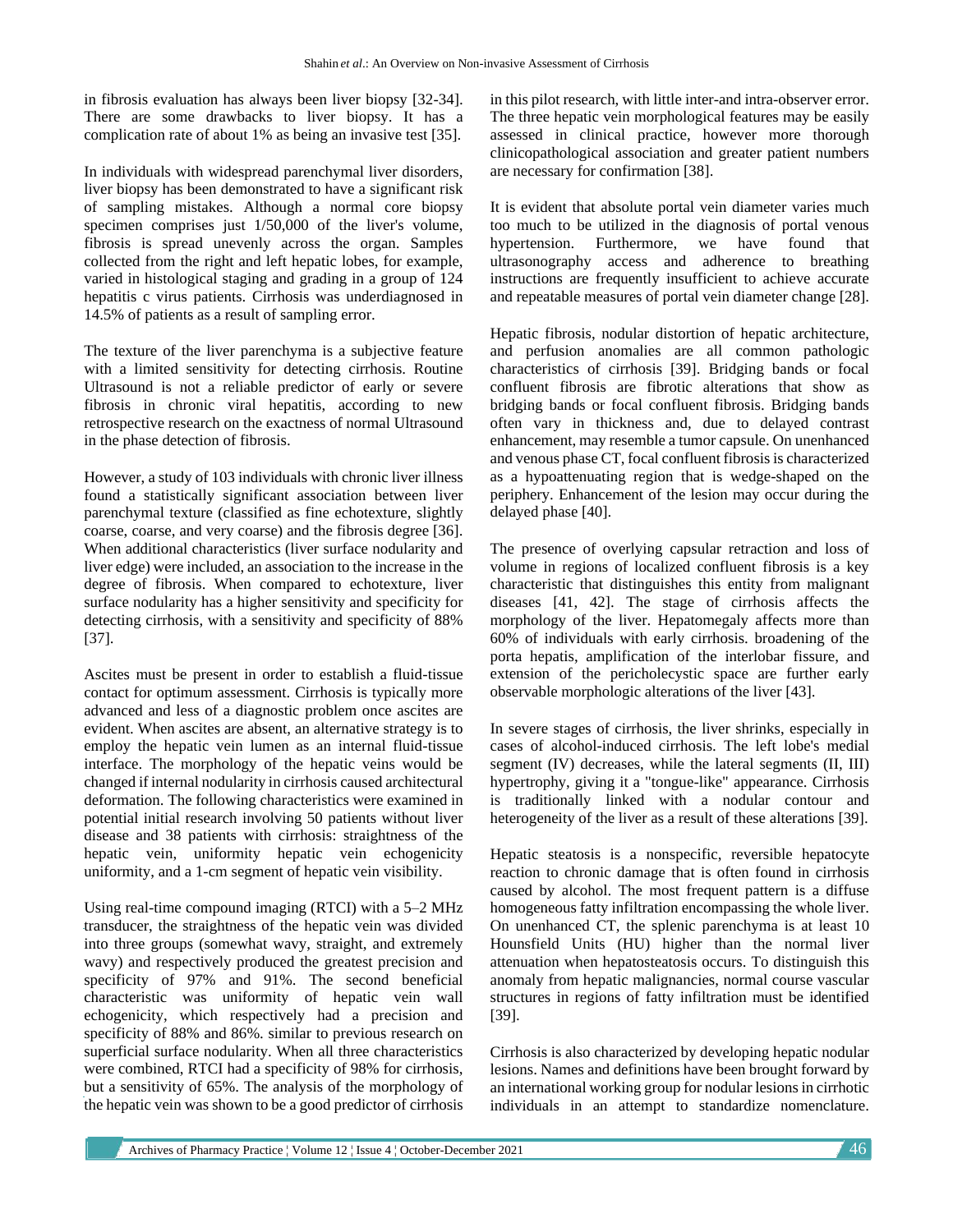in fibrosis evaluation has always been liver biopsy [32-34]. There are some drawbacks to liver biopsy. It has a complication rate of about 1% as being an invasive test [35].

In individuals with widespread parenchymal liver disorders, liver biopsy has been demonstrated to have a significant risk of sampling mistakes. Although a normal core biopsy specimen comprises just 1/50,000 of the liver's volume, fibrosis is spread unevenly across the organ. Samples collected from the right and left hepatic lobes, for example, varied in histological staging and grading in a group of 124 hepatitis c virus patients. Cirrhosis was underdiagnosed in 14.5% of patients as a result of sampling error.

The texture of the liver parenchyma is a subjective feature with a limited sensitivity for detecting cirrhosis. Routine Ultrasound is not a reliable predictor of early or severe fibrosis in chronic viral hepatitis, according to new retrospective research on the exactness of normal Ultrasound in the phase detection of fibrosis.

However, a study of 103 individuals with chronic liver illness found a statistically significant association between liver parenchymal texture (classified as fine echotexture, slightly coarse, coarse, and very coarse) and the fibrosis degree [36]. When additional characteristics (liver surface nodularity and liver edge) were included, an association to the increase in the degree of fibrosis. When compared to echotexture, liver surface nodularity has a higher sensitivity and specificity for detecting cirrhosis, with a sensitivity and specificity of 88% [37].

Ascites must be present in order to establish a fluid-tissue contact for optimum assessment. Cirrhosis is typically more advanced and less of a diagnostic problem once ascites are evident. When ascites are absent, an alternative strategy is to employ the hepatic vein lumen as an internal fluid-tissue interface. The morphology of the hepatic veins would be changed if internal nodularity in cirrhosis caused architectural deformation. The following characteristics were examined in potential initial research involving 50 patients without liver disease and 38 patients with cirrhosis: straightness of the hepatic vein, uniformity hepatic vein echogenicity uniformity, and a 1-cm segment of hepatic vein visibility.

Using real-time compound imaging (RTCI) with a 5–2 MHz transducer, the straightness of the hepatic vein was divided into three groups (somewhat wavy, straight, and extremely wavy) and respectively produced the greatest precision and specificity of 97% and 91%. The second beneficial characteristic was uniformity of hepatic vein wall echogenicity, which respectively had a precision and specificity of 88% and 86%. similar to previous research on superficial surface nodularity. When all three characteristics were combined, RTCI had a specificity of 98% for cirrhosis, but a sensitivity of 65%. The analysis of the morphology of the hepatic vein was shown to be a good predictor of cirrhosis in this pilot research, with little inter-and intra-observer error. The three hepatic vein morphological features may be easily assessed in clinical practice, however more thorough clinicopathological association and greater patient numbers are necessary for confirmation [38].

It is evident that absolute portal vein diameter varies much too much to be utilized in the diagnosis of portal venous hypertension. Furthermore, we have found that ultrasonography access and adherence to breathing instructions are frequently insufficient to achieve accurate and repeatable measures of portal vein diameter change [28].

Hepatic fibrosis, nodular distortion of hepatic architecture, and perfusion anomalies are all common pathologic characteristics of cirrhosis [39]. Bridging bands or focal confluent fibrosis are fibrotic alterations that show as bridging bands or focal confluent fibrosis. Bridging bands often vary in thickness and, due to delayed contrast enhancement, may resemble a tumor capsule. On unenhanced and venous phase CT, focal confluent fibrosis is characterized as a hypoattenuating region that is wedge-shaped on the periphery. Enhancement of the lesion may occur during the delayed phase [40].

The presence of overlying capsular retraction and loss of volume in regions of localized confluent fibrosis is a key characteristic that distinguishes this entity from malignant diseases [41, 42]. The stage of cirrhosis affects the morphology of the liver. Hepatomegaly affects more than 60% of individuals with early cirrhosis. broadening of the porta hepatis, amplification of the interlobar fissure, and extension of the pericholecystic space are further early observable morphologic alterations of the liver [43].

In severe stages of cirrhosis, the liver shrinks, especially in cases of alcohol-induced cirrhosis. The left lobe's medial segment (IV) decreases, while the lateral segments (II, III) hypertrophy, giving it a "tongue-like" appearance. Cirrhosis is traditionally linked with a nodular contour and heterogeneity of the liver as a result of these alterations [39].

Hepatic steatosis is a nonspecific, reversible hepatocyte reaction to chronic damage that is often found in cirrhosis caused by alcohol. The most frequent pattern is a diffuse homogeneous fatty infiltration encompassing the whole liver. On unenhanced CT, the splenic parenchyma is at least 10 Hounsfield Units (HU) higher than the normal liver attenuation when hepatosteatosis occurs. To distinguish this anomaly from hepatic malignancies, normal course vascular structures in regions of fatty infiltration must be identified [39].

Cirrhosis is also characterized by developing hepatic nodular lesions. Names and definitions have been brought forward by an international working group for nodular lesions in cirrhotic individuals in an attempt to standardize nomenclature.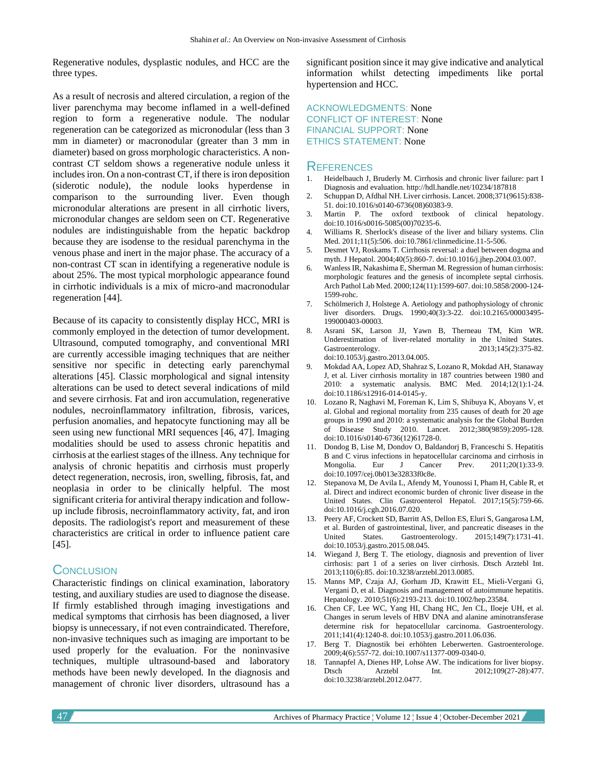Regenerative nodules, dysplastic nodules, and HCC are the three types.

As a result of necrosis and altered circulation, a region of the liver parenchyma may become inflamed in a well-defined region to form a regenerative nodule. The nodular regeneration can be categorized as micronodular (less than 3 mm in diameter) or macronodular (greater than 3 mm in diameter) based on gross morphologic characteristics. A non-contrast CT seldom shows a regenerative nodule unless it includes iron. On a non-contrast CT, if there is iron deposition (siderotic nodule), the nodule looks hyperdense in comparison to the surrounding liver. Even though micronodular alterations are present in all cirrhotic livers, micronodular changes are seldom seen on CT. Regenerative nodules are indistinguishable from the hepatic backdrop because they are isodense to the residual parenchyma in the venous phase and inert in the major phase. The accuracy of a non-contrast CT scan in identifying a regenerative nodule is about 25%. The most typical morphologic appearance found in cirrhotic individuals is a mix of micro-and macronodular regeneration [44].

Because of its capacity to consistently display HCC, MRI is commonly employed in the detection of tumor development. Ultrasound, computed tomography, and conventional MRI are currently accessible imaging techniques that are neither sensitive nor specific in detecting early parenchymal alterations [45]. Classic morphological and signal intensity alterations can be used to detect several indications of mild and severe cirrhosis. Fat and iron accumulation, regenerative nodules, necroinflammatory infiltration, fibrosis, varices, perfusion anomalies, and hepatocyte functioning may all be seen using new functional MRI sequences [46, 47]. Imaging modalities should be used to assess chronic hepatitis and cirrhosis at the earliest stages of the illness. Any technique for analysis of chronic hepatitis and cirrhosis must properly detect regeneration, necrosis, iron, swelling, fibrosis, fat, and neoplasia in order to be clinically helpful. The most significant criteria for antiviral therapy indication and follow-up include fibrosis, necroinflammatory activity, fat, and iron deposits. The radiologist's report and measurement of these characteristics are critical in order to influence patient care [45].

## Conclusion

Characteristic findings on clinical examination, laboratory testing, and auxiliary studies are used to diagnose the disease. If firmly established through imaging investigations and medical symptoms that cirrhosis has been diagnosed, a liver biopsy is unnecessary, if not even contraindicated. Therefore, non-invasive techniques such as imaging are important to be used properly for the evaluation. For the noninvasive techniques, multiple ultrasound-based and laboratory methods have been newly developed. In the diagnosis and management of chronic liver disorders, ultrasound has a significant position since it may give indicative and analytical information whilst detecting impediments like portal hypertension and HCC.

ACKNOWLEDGMENTS: None

CONFLICT OF INTEREST: None

FINANCIAL SUPPORT: None

ETHICS STATEMENT: None

## References

1. Heidelbauch J, Bruderly M. Cirrhosis and chronic liver failure: part I Diagnosis and evaluation. http://hdl.handle.net/10234/187818
2. Schuppan D, Afdhal NH. Liver cirrhosis. Lancet. 2008;371(9615):838-51. doi:10.1016/s0140-6736(08)60383-9.
3. Martin P. The oxford textbook of clinical hepatology. doi:10.1016/s0016-5085(00)70235-6.
4. Williams R. Sherlock's disease of the liver and biliary systems. Clin Med. 2011;11(5):506. doi:10.7861/clinmedicine.11-5-506.
5. Desmet VJ, Roskams T. Cirrhosis reversal: a duel between dogma and myth. J Hepatol. 2004;40(5):860-7. doi:10.1016/j.jhep.2004.03.007.
6. Wanless IR, Nakashima E, Sherman M. Regression of human cirrhosis: morphologic features and the genesis of incomplete septal cirrhosis. Arch Pathol Lab Med. 2000;124(11):1599-607. doi:10.5858/2000-124-1599-rohc.
7. Schölmerich J, Holstege A. Aetiology and pathophysiology of chronic liver disorders. Drugs. 1990;40(3):3-22. doi:10.2165/00003495-199000403-00003.
8. Asrani SK, Larson JJ, Yawn B, Therneau TM, Kim WR. Underestimation of liver-related mortality in the United States. Gastroenterology. 2013;145(2):375-82. doi:10.1053/j.gastro.2013.04.005.
9. Mokdad AA, Lopez AD, Shahraz S, Lozano R, Mokdad AH, Stanaway J, et al. Liver cirrhosis mortality in 187 countries between 1980 and 2010: a systematic analysis. BMC Med. 2014;12(1):1-24. doi:10.1186/s12916-014-0145-y.
10. Lozano R, Naghavi M, Foreman K, Lim S, Shibuya K, Aboyans V, et al. Global and regional mortality from 235 causes of death for 20 age groups in 1990 and 2010: a systematic analysis for the Global Burden of Disease Study 2010. Lancet. 2012;380(9859):2095-128. doi:10.1016/s0140-6736(12)61728-0.
11. Dondog B, Lise M, Dondov O, Baldandorj B, Franceschi S. Hepatitis B and C virus infections in hepatocellular carcinoma and cirrhosis in Mongolia. Eur J Cancer Prev. 2011;20(1):33-9. doi:10.1097/cej.0b013e32833f0c8e.
12. Stepanova M, De Avila L, Afendy M, Younossi I, Pham H, Cable R, et al. Direct and indirect economic burden of chronic liver disease in the United States. Clin Gastroenterol Hepatol. 2017;15(5):759-66. doi:10.1016/j.cgh.2016.07.020.
13. Peery AF, Crockett SD, Barritt AS, Dellon ES, Eluri S, Gangarosa LM, et al. Burden of gastrointestinal, liver, and pancreatic diseases in the United States. Gastroenterology. 2015;149(7):1731-41. doi:10.1053/j.gastro.2015.08.045.
14. Wiegand J, Berg T. The etiology, diagnosis and prevention of liver cirrhosis: part 1 of a series on liver cirrhosis. Dtsch Arztebl Int. 2013;110(6):85. doi:10.3238/arztebl.2013.0085.
15. Manns MP, Czaja AJ, Gorham JD, Krawitt EL, Mieli-Vergani G, Vergani D, et al. Diagnosis and management of autoimmune hepatitis. Hepatology. 2010;51(6):2193-213. doi:10.1002/hep.23584.
16. Chen CF, Lee WC, Yang HI, Chang HC, Jen CL, Iloeje UH, et al. Changes in serum levels of HBV DNA and alanine aminotransferase determine risk for hepatocellular carcinoma. Gastroenterology. 2011;141(4):1240-8. doi:10.1053/j.gastro.2011.06.036.
17. Berg T. Diagnostik bei erhöhten Leberwerten. Gastroenterologe. 2009;4(6):557-72. doi:10.1007/s11377-009-0340-0.
18. Tannapfel A, Dienes HP, Lohse AW. The indications for liver biopsy. Dtsch Arztebl Int. 2012;109(27-28):477. doi:10.3238/arztebl.2012.0477.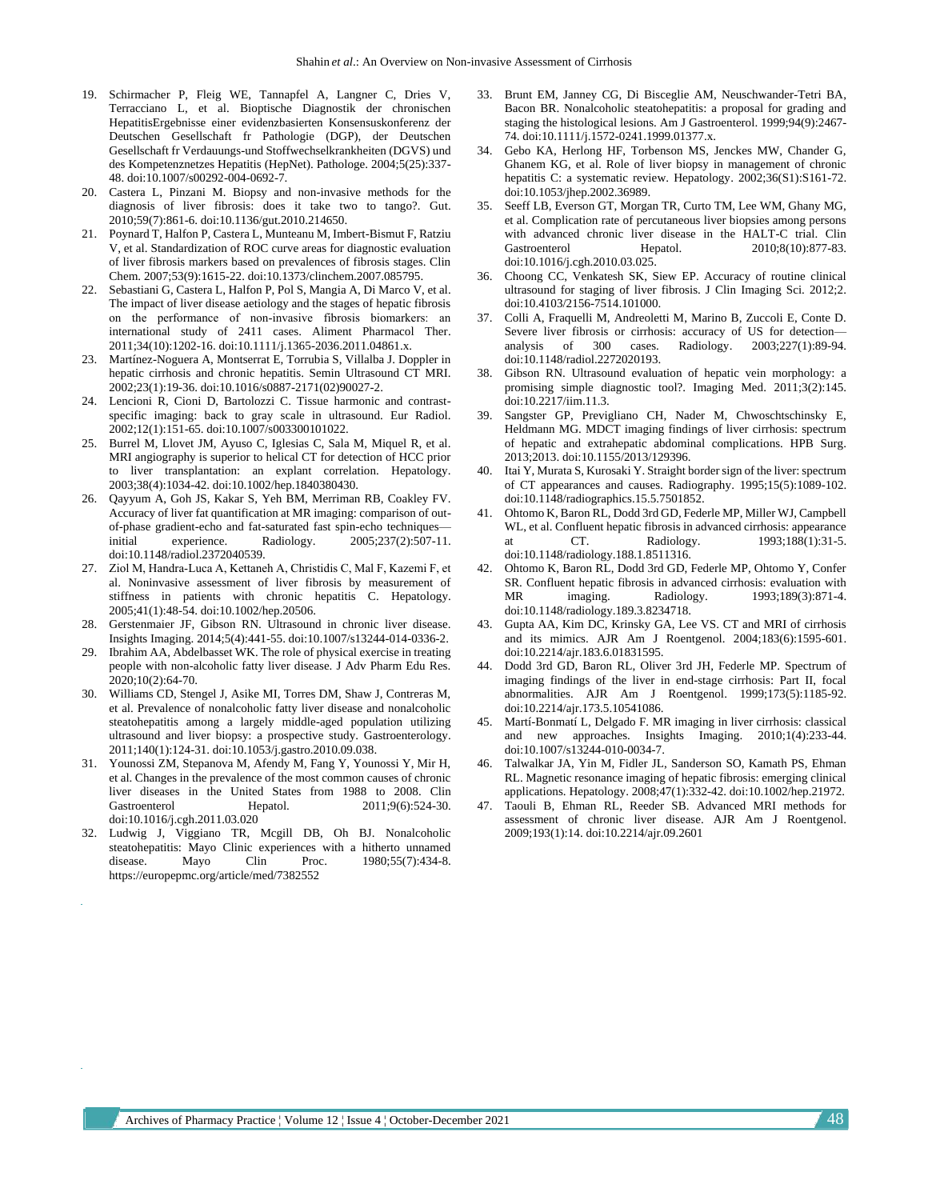19. Schirmacher P, Fleig WE, Tannapfel A, Langner C, Dries V, Terracciano L, et al. Bioptische Diagnostik der chronischen HepatitisErgebnisse einer evidenzbasierten Konsensuskonferenz der Deutschen Gesellschaft fr Pathologie (DGP), der Deutschen Gesellschaft fr Verdauungs-und Stoffwechselkrankheiten (DGVS) und des Kompetenznetzes Hepatitis (HepNet). Pathologe. 2004;5(25):337-48. doi:10.1007/s00292-004-0692-7.
20. Castera L, Pinzani M. Biopsy and non-invasive methods for the diagnosis of liver fibrosis: does it take two to tango?. Gut. 2010;59(7):861-6. doi:10.1136/gut.2010.214650.
21. Poynard T, Halfon P, Castera L, Munteanu M, Imbert-Bismut F, Ratziu V, et al. Standardization of ROC curve areas for diagnostic evaluation of liver fibrosis markers based on prevalences of fibrosis stages. Clin Chem. 2007;53(9):1615-22. doi:10.1373/clinchem.2007.085795.
22. Sebastiani G, Castera L, Halfon P, Pol S, Mangia A, Di Marco V, et al. The impact of liver disease aetiology and the stages of hepatic fibrosis on the performance of non-invasive fibrosis biomarkers: an international study of 2411 cases. Aliment Pharmacol Ther. 2011;34(10):1202-16. doi:10.1111/j.1365-2036.2011.04861.x.
23. Martínez-Noguera A, Montserrat E, Torrubia S, Villalba J. Doppler in hepatic cirrhosis and chronic hepatitis. Semin Ultrasound CT MRI. 2002;23(1):19-36. doi:10.1016/s0887-2171(02)90027-2.
24. Lencioni R, Cioni D, Bartolozzi C. Tissue harmonic and contrast-specific imaging: back to gray scale in ultrasound. Eur Radiol. 2002;12(1):151-65. doi:10.1007/s003300101022.
25. Burrel M, Llovet JM, Ayuso C, Iglesias C, Sala M, Miquel R, et al. MRI angiography is superior to helical CT for detection of HCC prior to liver transplantation: an explant correlation. Hepatology. 2003;38(4):1034-42. doi:10.1002/hep.1840380430.
26. Qayyum A, Goh JS, Kakar S, Yeh BM, Merriman RB, Coakley FV. Accuracy of liver fat quantification at MR imaging: comparison of out-of-phase gradient-echo and fat-saturated fast spin-echo techniques—initial experience. Radiology. 2005;237(2):507-11. doi:10.1148/radiol.2372040539.
27. Ziol M, Handra-Luca A, Kettaneh A, Christidis C, Mal F, Kazemi F, et al. Noninvasive assessment of liver fibrosis by measurement of stiffness in patients with chronic hepatitis C. Hepatology. 2005;41(1):48-54. doi:10.1002/hep.20506.
28. Gerstenmaier JF, Gibson RN. Ultrasound in chronic liver disease. Insights Imaging. 2014;5(4):441-55. doi:10.1007/s13244-014-0336-2.
29. Ibrahim AA, Abdelbasset WK. The role of physical exercise in treating people with non-alcoholic fatty liver disease. J Adv Pharm Edu Res. 2020;10(2):64-70.
30. Williams CD, Stengel J, Asike MI, Torres DM, Shaw J, Contreras M, et al. Prevalence of nonalcoholic fatty liver disease and nonalcoholic steatohepatitis among a largely middle-aged population utilizing ultrasound and liver biopsy: a prospective study. Gastroenterology. 2011;140(1):124-31. doi:10.1053/j.gastro.2010.09.038.
31. Younossi ZM, Stepanova M, Afendy M, Fang Y, Younossi Y, Mir H, et al. Changes in the prevalence of the most common causes of chronic liver diseases in the United States from 1988 to 2008. Clin Gastroenterol Hepatol. 2011;9(6):524-30. doi:10.1016/j.cgh.2011.03.020
32. Ludwig J, Viggiano TR, Mcgill DB, Oh BJ. Nonalcoholic steatohepatitis: Mayo Clinic experiences with a hitherto unnamed disease. Mayo Clin Proc. 1980;55(7):434-8. https://europepmc.org/article/med/7382552
33. Brunt EM, Janney CG, Di Bisceglie AM, Neuschwander-Tetri BA, Bacon BR. Nonalcoholic steatohepatitis: a proposal for grading and staging the histological lesions. Am J Gastroenterol. 1999;94(9):2467-74. doi:10.1111/j.1572-0241.1999.01377.x.
34. Gebo KA, Herlong HF, Torbenson MS, Jenckes MW, Chander G, Ghanem KG, et al. Role of liver biopsy in management of chronic hepatitis C: a systematic review. Hepatology. 2002;36(S1):S161-72. doi:10.1053/jhep.2002.36989.
35. Seeff LB, Everson GT, Morgan TR, Curto TM, Lee WM, Ghany MG, et al. Complication rate of percutaneous liver biopsies among persons with advanced chronic liver disease in the HALT-C trial. Clin Gastroenterol Hepatol. 2010;8(10):877-83. doi:10.1016/j.cgh.2010.03.025.
36. Choong CC, Venkatesh SK, Siew EP. Accuracy of routine clinical ultrasound for staging of liver fibrosis. J Clin Imaging Sci. 2012;2. doi:10.4103/2156-7514.101000.
37. Colli A, Fraquelli M, Andreoletti M, Marino B, Zuccoli E, Conte D. Severe liver fibrosis or cirrhosis: accuracy of US for detection—analysis of 300 cases. Radiology. 2003;227(1):89-94. doi:10.1148/radiol.2272020193.
38. Gibson RN. Ultrasound evaluation of hepatic vein morphology: a promising simple diagnostic tool?. Imaging Med. 2011;3(2):145. doi:10.2217/iim.11.3.
39. Sangster GP, Previgliano CH, Nader M, Chwoschtschinsky E, Heldmann MG. MDCT imaging findings of liver cirrhosis: spectrum of hepatic and extrahepatic abdominal complications. HPB Surg. 2013;2013. doi:10.1155/2013/129396.
40. Itai Y, Murata S, Kurosaki Y. Straight border sign of the liver: spectrum of CT appearances and causes. Radiography. 1995;15(5):1089-102. doi:10.1148/radiographics.15.5.7501852.
41. Ohtomo K, Baron RL, Dodd 3rd GD, Federle MP, Miller WJ, Campbell WL, et al. Confluent hepatic fibrosis in advanced cirrhosis: appearance at CT. Radiology. 1993;188(1):31-5. doi:10.1148/radiology.188.1.8511316.
42. Ohtomo K, Baron RL, Dodd 3rd GD, Federle MP, Ohtomo Y, Confer SR. Confluent hepatic fibrosis in advanced cirrhosis: evaluation with MR imaging. Radiology. 1993;189(3):871-4. doi:10.1148/radiology.189.3.8234718.
43. Gupta AA, Kim DC, Krinsky GA, Lee VS. CT and MRI of cirrhosis and its mimics. AJR Am J Roentgenol. 2004;183(6):1595-601. doi:10.2214/ajr.183.6.01831595.
44. Dodd 3rd GD, Baron RL, Oliver 3rd JH, Federle MP. Spectrum of imaging findings of the liver in end-stage cirrhosis: Part II, focal abnormalities. AJR Am J Roentgenol. 1999;173(5):1185-92. doi:10.2214/ajr.173.5.10541086.
45. Martí-Bonmatí L, Delgado F. MR imaging in liver cirrhosis: classical and new approaches. Insights Imaging. 2010;1(4):233-44. doi:10.1007/s13244-010-0034-7.
46. Talwalkar JA, Yin M, Fidler JL, Sanderson SO, Kamath PS, Ehman RL. Magnetic resonance imaging of hepatic fibrosis: emerging clinical applications. Hepatology. 2008;47(1):332-42. doi:10.1002/hep.21972.
47. Taouli B, Ehman RL, Reeder SB. Advanced MRI methods for assessment of chronic liver disease. AJR Am J Roentgenol. 2009;193(1):14. doi:10.2214/ajr.09.2601